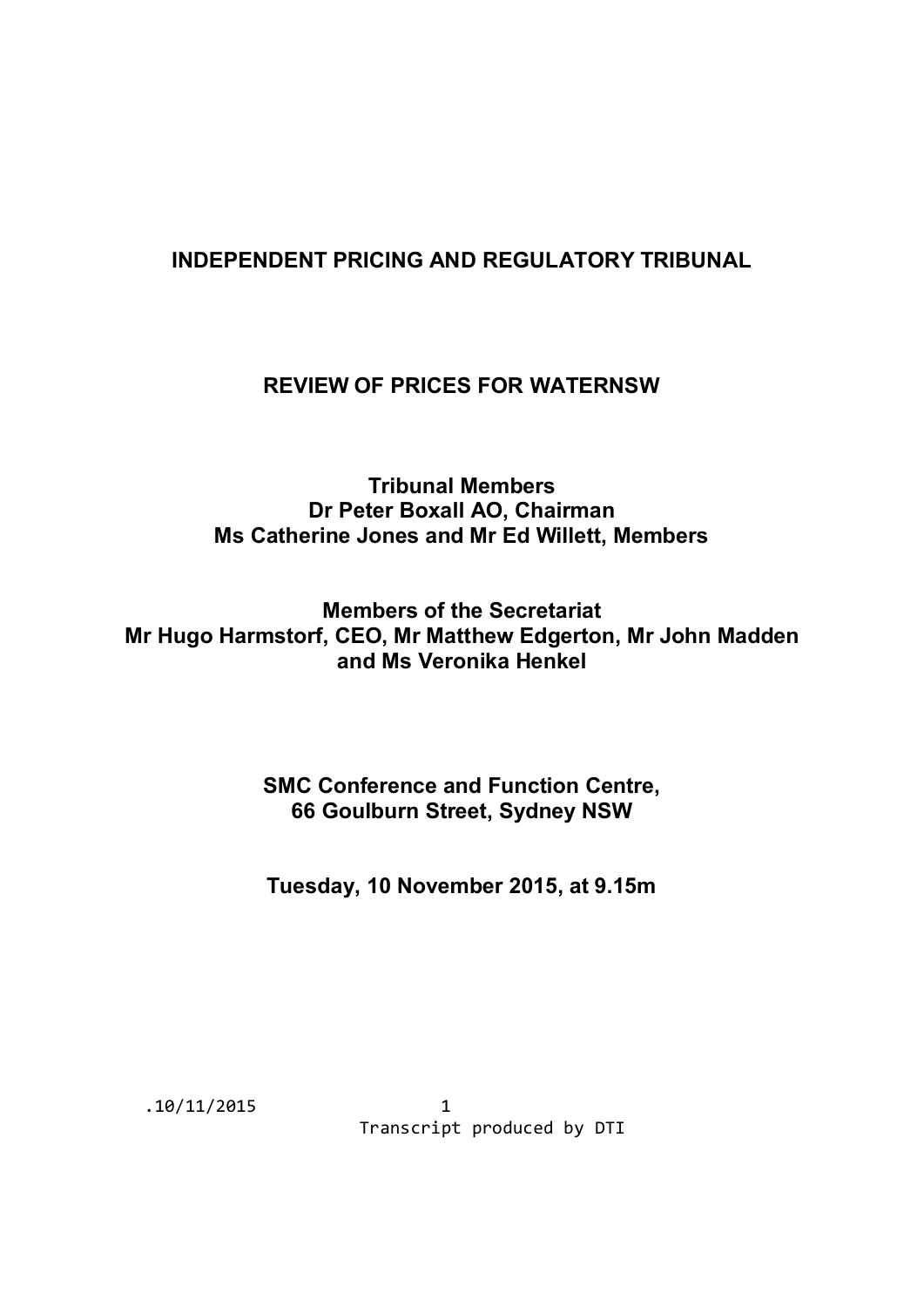# INDEPENDENT PRICING AND REGULATORY TRIBUNAL

## REVIEW OF PRICES FOR WATERNSW

**Tribunal Members**
**Dr Peter Boxall AO, Chairman**
**Ms Catherine Jones and Mr Ed Willett, Members**

**Members of the Secretariat**
**Mr Hugo Harmstorf, CEO, Mr Matthew Edgerton, Mr John Madden and Ms Veronika Henkel**

**SMC Conference and Function Centre,**
**66 Goulburn Street, Sydney NSW**

**Tuesday, 10 November 2015, at 9.15m**

.10/11/2015

Transcript produced by DTI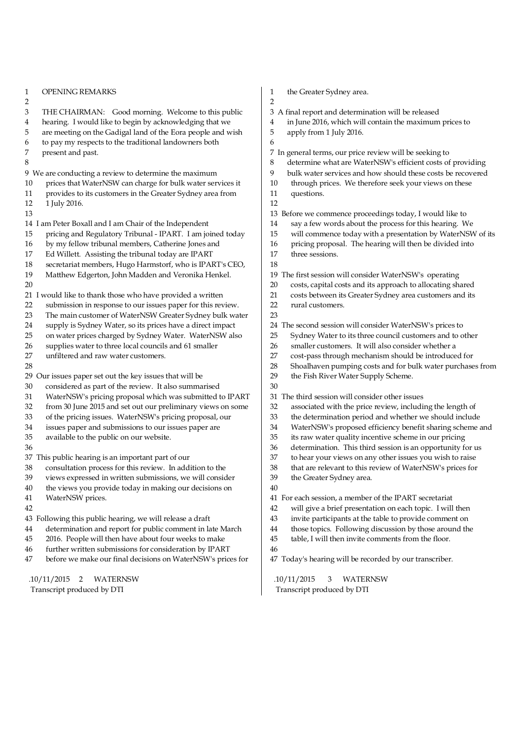## OPENING REMARKS

THE CHAIRMAN: Good morning. Welcome to this public hearing. I would like to begin by acknowledging that we are meeting on the Gadigal land of the Eora people and wish to pay my respects to the traditional landowners both present and past.

We are conducting a review to determine the maximum prices that WaterNSW can charge for bulk water services it provides to its customers in the Greater Sydney area from 1 July 2016.

I am Peter Boxall and I am Chair of the Independent pricing and Regulatory Tribunal - IPART. I am joined today by my fellow tribunal members, Catherine Jones and Ed Willett. Assisting the tribunal today are IPART secretariat members, Hugo Harmstorf, who is IPART's CEO, Matthew Edgerton, John Madden and Veronika Henkel.

I would like to thank those who have provided a written submission in response to our issues paper for this review. The main customer of WaterNSW Greater Sydney bulk water supply is Sydney Water, so its prices have a direct impact on water prices charged by Sydney Water. WaterNSW also supplies water to three local councils and 61 smaller unfiltered and raw water customers.

Our issues paper set out the key issues that will be considered as part of the review. It also summarised WaterNSW's pricing proposal which was submitted to IPART from 30 June 2015 and set out our preliminary views on some of the pricing issues. WaterNSW's pricing proposal, our issues paper and submissions to our issues paper are available to the public on our website.

This public hearing is an important part of our consultation process for this review. In addition to the views expressed in written submissions, we will consider the views you provide today in making our decisions on WaterNSW prices.

Following this public hearing, we will release a draft determination and report for public comment in late March 2016. People will then have about four weeks to make further written submissions for consideration by IPART before we make our final decisions on WaterNSW's prices for the Greater Sydney area.

A final report and determination will be released in June 2016, which will contain the maximum prices to apply from 1 July 2016.

In general terms, our price review will be seeking to determine what are WaterNSW's efficient costs of providing bulk water services and how should these costs be recovered through prices. We therefore seek your views on these questions.

Before we commence proceedings today, I would like to say a few words about the process for this hearing. We will commence today with a presentation by WaterNSW of its pricing proposal. The hearing will then be divided into three sessions.

The first session will consider WaterNSW's operating costs, capital costs and its approach to allocating shared costs between its Greater Sydney area customers and its rural customers.

The second session will consider WaterNSW's prices to Sydney Water to its three council customers and to other smaller customers. It will also consider whether a cost-pass through mechanism should be introduced for Shoalhaven pumping costs and for bulk water purchases from the Fish River Water Supply Scheme.

The third session will consider other issues associated with the price review, including the length of the determination period and whether we should include WaterNSW's proposed efficiency benefit sharing scheme and its raw water quality incentive scheme in our pricing determination. This third session is an opportunity for us to hear your views on any other issues you wish to raise that are relevant to this review of WaterNSW's prices for the Greater Sydney area.

For each session, a member of the IPART secretariat will give a brief presentation on each topic. I will then invite participants at the table to provide comment on those topics. Following discussion by those around the table, I will then invite comments from the floor.

Today's hearing will be recorded by our transcriber.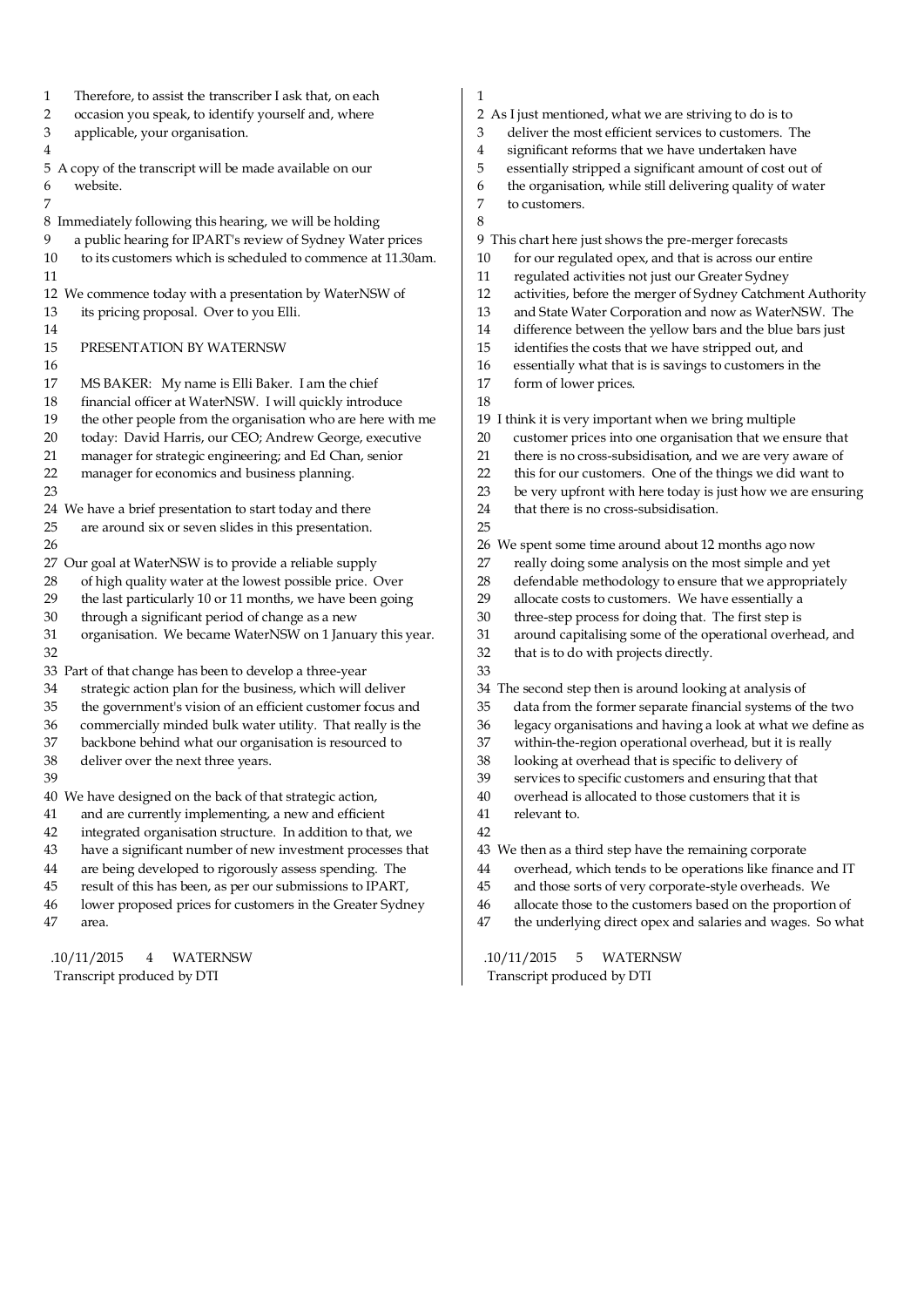Therefore, to assist the transcriber I ask that, on each occasion you speak, to identify yourself and, where applicable, your organisation.

A copy of the transcript will be made available on our website.

Immediately following this hearing, we will be holding a public hearing for IPART's review of Sydney Water prices to its customers which is scheduled to commence at 11.30am.

We commence today with a presentation by WaterNSW of its pricing proposal. Over to you Elli.

PRESENTATION BY WATERNSW

MS BAKER: My name is Elli Baker. I am the chief financial officer at WaterNSW. I will quickly introduce the other people from the organisation who are here with me today: David Harris, our CEO; Andrew George, executive manager for strategic engineering; and Ed Chan, senior manager for economics and business planning.

We have a brief presentation to start today and there are around six or seven slides in this presentation.

Our goal at WaterNSW is to provide a reliable supply of high quality water at the lowest possible price. Over the last particularly 10 or 11 months, we have been going through a significant period of change as a new organisation. We became WaterNSW on 1 January this year.

Part of that change has been to develop a three-year strategic action plan for the business, which will deliver the government's vision of an efficient customer focus and commercially minded bulk water utility. That really is the backbone behind what our organisation is resourced to deliver over the next three years.

We have designed on the back of that strategic action, and are currently implementing, a new and efficient integrated organisation structure. In addition to that, we have a significant number of new investment processes that are being developed to rigorously assess spending. The result of this has been, as per our submissions to IPART, lower proposed prices for customers in the Greater Sydney area.

As I just mentioned, what we are striving to do is to deliver the most efficient services to customers. The significant reforms that we have undertaken have essentially stripped a significant amount of cost out of the organisation, while still delivering quality of water to customers.

This chart here just shows the pre-merger forecasts for our regulated opex, and that is across our entire regulated activities not just our Greater Sydney activities, before the merger of Sydney Catchment Authority and State Water Corporation and now as WaterNSW. The difference between the yellow bars and the blue bars just identifies the costs that we have stripped out, and essentially what that is is savings to customers in the form of lower prices.

I think it is very important when we bring multiple customer prices into one organisation that we ensure that there is no cross-subsidisation, and we are very aware of this for our customers. One of the things we did want to be very upfront with here today is just how we are ensuring that there is no cross-subsidisation.

We spent some time around about 12 months ago now really doing some analysis on the most simple and yet defendable methodology to ensure that we appropriately allocate costs to customers. We have essentially a three-step process for doing that. The first step is around capitalising some of the operational overhead, and that is to do with projects directly.

The second step then is around looking at analysis of data from the former separate financial systems of the two legacy organisations and having a look at what we define as within-the-region operational overhead, but it is really looking at overhead that is specific to delivery of services to specific customers and ensuring that that overhead is allocated to those customers that it is relevant to.

We then as a third step have the remaining corporate overhead, which tends to be operations like finance and IT and those sorts of very corporate-style overheads. We allocate those to the customers based on the proportion of the underlying direct opex and salaries and wages. So what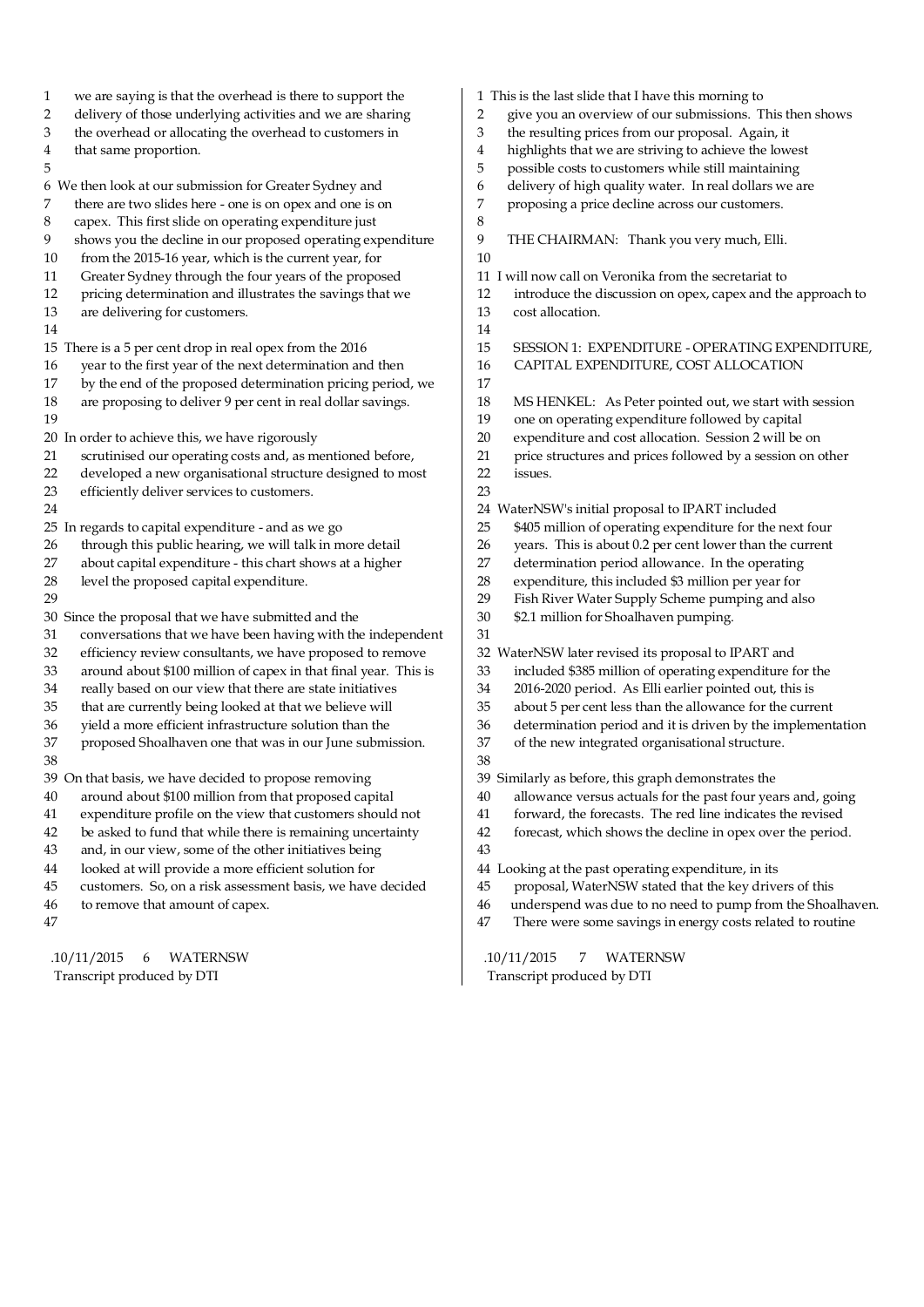we are saying is that the overhead is there to support the delivery of those underlying activities and we are sharing the overhead or allocating the overhead to customers in that same proportion.

We then look at our submission for Greater Sydney and there are two slides here - one is on opex and one is on capex. This first slide on operating expenditure just shows you the decline in our proposed operating expenditure from the 2015-16 year, which is the current year, for Greater Sydney through the four years of the proposed pricing determination and illustrates the savings that we are delivering for customers.

There is a 5 per cent drop in real opex from the 2016 year to the first year of the next determination and then by the end of the proposed determination pricing period, we are proposing to deliver 9 per cent in real dollar savings.

In order to achieve this, we have rigorously scrutinised our operating costs and, as mentioned before, developed a new organisational structure designed to most efficiently deliver services to customers.

In regards to capital expenditure - and as we go through this public hearing, we will talk in more detail about capital expenditure - this chart shows at a higher level the proposed capital expenditure.

Since the proposal that we have submitted and the conversations that we have been having with the independent efficiency review consultants, we have proposed to remove around about $100 million of capex in that final year. This is really based on our view that there are state initiatives that are currently being looked at that we believe will yield a more efficient infrastructure solution than the proposed Shoalhaven one that was in our June submission.

On that basis, we have decided to propose removing around about $100 million from that proposed capital expenditure profile on the view that customers should not be asked to fund that while there is remaining uncertainty and, in our view, some of the other initiatives being looked at will provide a more efficient solution for customers. So, on a risk assessment basis, we have decided to remove that amount of capex.

This is the last slide that I have this morning to give you an overview of our submissions. This then shows the resulting prices from our proposal. Again, it highlights that we are striving to achieve the lowest possible costs to customers while still maintaining delivery of high quality water. In real dollars we are proposing a price decline across our customers.

THE CHAIRMAN: Thank you very much, Elli.

I will now call on Veronika from the secretariat to introduce the discussion on opex, capex and the approach to cost allocation.

## SESSION 1: EXPENDITURE - OPERATING EXPENDITURE, CAPITAL EXPENDITURE, COST ALLOCATION

MS HENKEL: As Peter pointed out, we start with session one on operating expenditure followed by capital expenditure and cost allocation. Session 2 will be on price structures and prices followed by a session on other issues.

WaterNSW's initial proposal to IPART included $405 million of operating expenditure for the next four years. This is about 0.2 per cent lower than the current determination period allowance. In the operating expenditure, this included $3 million per year for Fish River Water Supply Scheme pumping and also $2.1 million for Shoalhaven pumping.

WaterNSW later revised its proposal to IPART and included $385 million of operating expenditure for the 2016-2020 period. As Elli earlier pointed out, this is about 5 per cent less than the allowance for the current determination period and it is driven by the implementation of the new integrated organisational structure.

Similarly as before, this graph demonstrates the allowance versus actuals for the past four years and, going forward, the forecasts. The red line indicates the revised forecast, which shows the decline in opex over the period.

Looking at the past operating expenditure, in its proposal, WaterNSW stated that the key drivers of this underspend was due to no need to pump from the Shoalhaven. There were some savings in energy costs related to routine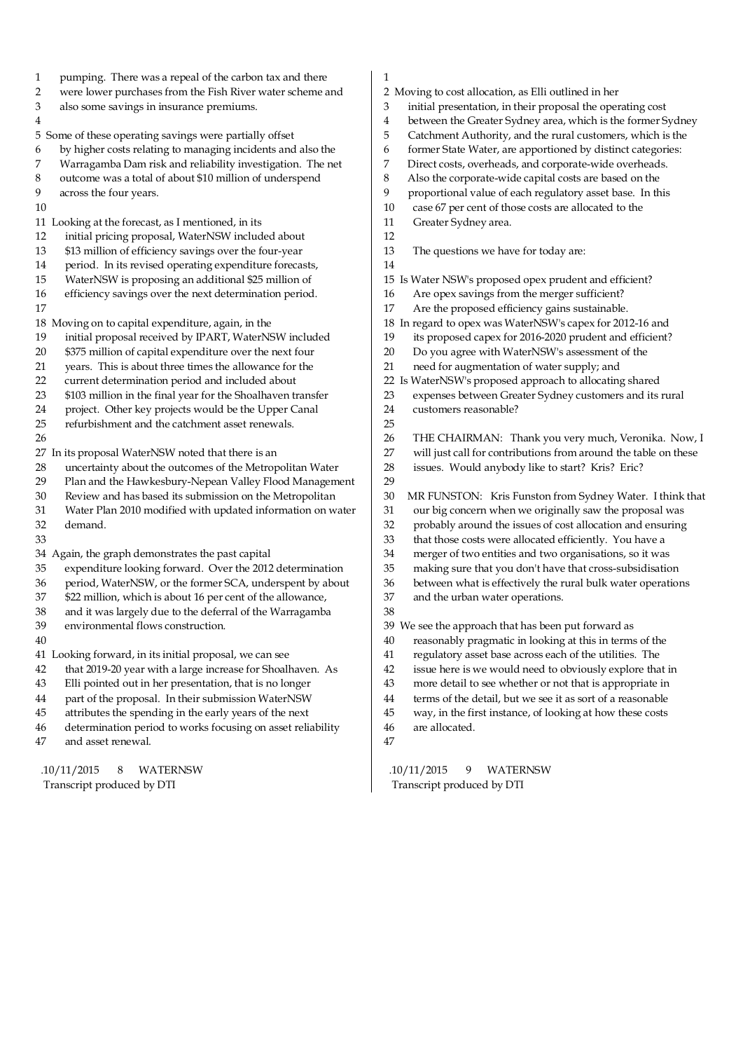pumping. There was a repeal of the carbon tax and there were lower purchases from the Fish River water scheme and also some savings in insurance premiums.

Some of these operating savings were partially offset by higher costs relating to managing incidents and also the Warragamba Dam risk and reliability investigation. The net outcome was a total of about $10 million of underspend across the four years.

Looking at the forecast, as I mentioned, in its initial pricing proposal, WaterNSW included about $13 million of efficiency savings over the four-year period. In its revised operating expenditure forecasts, WaterNSW is proposing an additional $25 million of efficiency savings over the next determination period.

Moving on to capital expenditure, again, in the initial proposal received by IPART, WaterNSW included $375 million of capital expenditure over the next four years. This is about three times the allowance for the current determination period and included about $103 million in the final year for the Shoalhaven transfer project. Other key projects would be the Upper Canal refurbishment and the catchment asset renewals.

In its proposal WaterNSW noted that there is an uncertainty about the outcomes of the Metropolitan Water Plan and the Hawkesbury-Nepean Valley Flood Management Review and has based its submission on the Metropolitan Water Plan 2010 modified with updated information on water demand.

Again, the graph demonstrates the past capital expenditure looking forward. Over the 2012 determination period, WaterNSW, or the former SCA, underspent by about $22 million, which is about 16 per cent of the allowance, and it was largely due to the deferral of the Warragamba environmental flows construction.

Looking forward, in its initial proposal, we can see that 2019-20 year with a large increase for Shoalhaven. As Elli pointed out in her presentation, that is no longer part of the proposal. In their submission WaterNSW attributes the spending in the early years of the next determination period to works focusing on asset reliability and asset renewal.

Moving to cost allocation, as Elli outlined in her initial presentation, in their proposal the operating cost between the Greater Sydney area, which is the former Sydney Catchment Authority, and the rural customers, which is the former State Water, are apportioned by distinct categories: Direct costs, overheads, and corporate-wide overheads. Also the corporate-wide capital costs are based on the proportional value of each regulatory asset base. In this case 67 per cent of those costs are allocated to the Greater Sydney area.

The questions we have for today are:

Is Water NSW's proposed opex prudent and efficient? Are opex savings from the merger sufficient? Are the proposed efficiency gains sustainable. In regard to opex was WaterNSW's capex for 2012-16 and its proposed capex for 2016-2020 prudent and efficient? Do you agree with WaterNSW's assessment of the need for augmentation of water supply; and Is WaterNSW's proposed approach to allocating shared expenses between Greater Sydney customers and its rural customers reasonable?

THE CHAIRMAN: Thank you very much, Veronika. Now, I will just call for contributions from around the table on these issues. Would anybody like to start? Kris? Eric?

MR FUNSTON: Kris Funston from Sydney Water. I think that our big concern when we originally saw the proposal was probably around the issues of cost allocation and ensuring that those costs were allocated efficiently. You have a merger of two entities and two organisations, so it was making sure that you don't have that cross-subsidisation between what is effectively the rural bulk water operations and the urban water operations.

We see the approach that has been put forward as reasonably pragmatic in looking at this in terms of the regulatory asset base across each of the utilities. The issue here is we would need to obviously explore that in more detail to see whether or not that is appropriate in terms of the detail, but we see it as sort of a reasonable way, in the first instance, of looking at how these costs are allocated.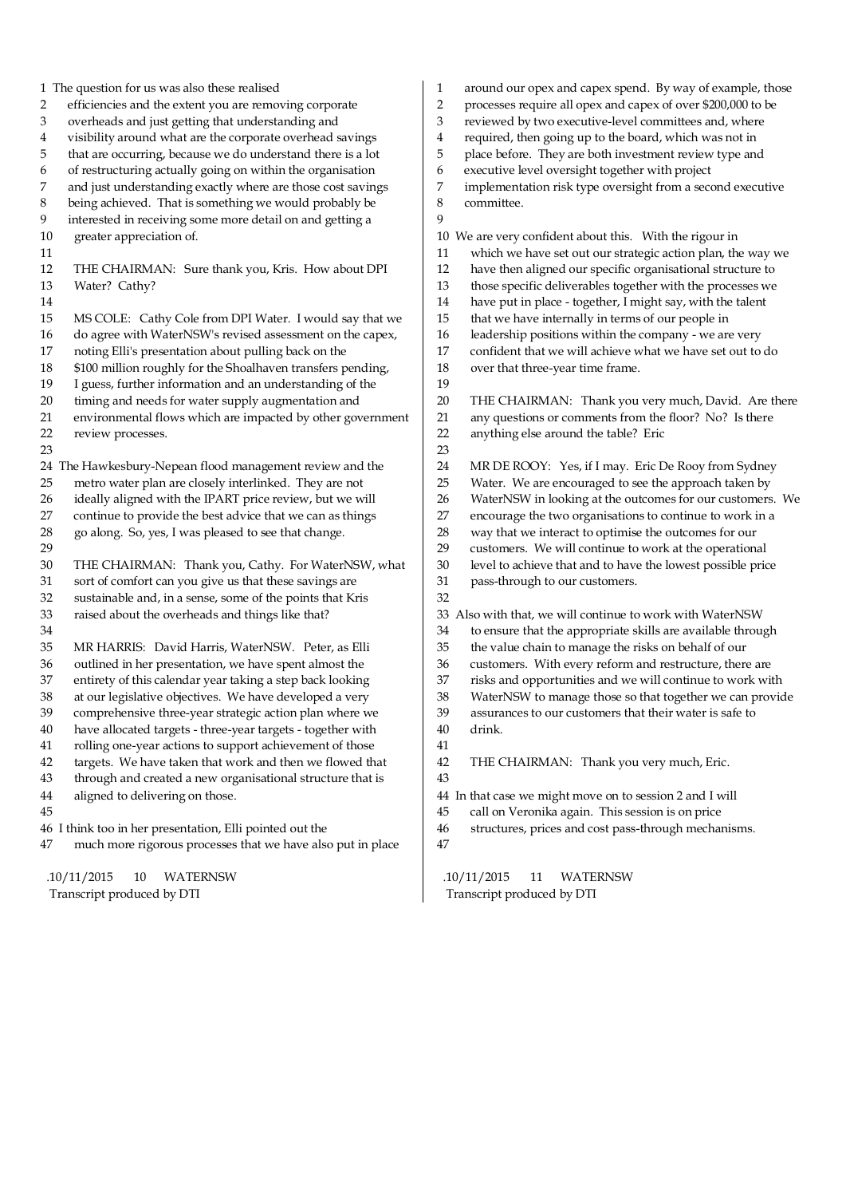The question for us was also these realised efficiencies and the extent you are removing corporate overheads and just getting that understanding and visibility around what are the corporate overhead savings that are occurring, because we do understand there is a lot of restructuring actually going on within the organisation and just understanding exactly where are those cost savings being achieved. That is something we would probably be interested in receiving some more detail on and getting a greater appreciation of.

THE CHAIRMAN: Sure thank you, Kris. How about DPI Water? Cathy?

MS COLE: Cathy Cole from DPI Water. I would say that we do agree with WaterNSW's revised assessment on the capex, noting Elli's presentation about pulling back on the $100 million roughly for the Shoalhaven transfers pending, I guess, further information and an understanding of the timing and needs for water supply augmentation and environmental flows which are impacted by other government review processes.

The Hawkesbury-Nepean flood management review and the metro water plan are closely interlinked. They are not ideally aligned with the IPART price review, but we will continue to provide the best advice that we can as things go along. So, yes, I was pleased to see that change.

THE CHAIRMAN: Thank you, Cathy. For WaterNSW, what sort of comfort can you give us that these savings are sustainable and, in a sense, some of the points that Kris raised about the overheads and things like that?

MR HARRIS: David Harris, WaterNSW. Peter, as Elli outlined in her presentation, we have spent almost the entirety of this calendar year taking a step back looking at our legislative objectives. We have developed a very comprehensive three-year strategic action plan where we have allocated targets - three-year targets - together with rolling one-year actions to support achievement of those targets. We have taken that work and then we flowed that through and created a new organisational structure that is aligned to delivering on those.

I think too in her presentation, Elli pointed out the much more rigorous processes that we have also put in place around our opex and capex spend. By way of example, those processes require all opex and capex of over $200,000 to be reviewed by two executive-level committees and, where required, then going up to the board, which was not in place before. They are both investment review type and executive level oversight together with project implementation risk type oversight from a second executive committee.

We are very confident about this. With the rigour in which we have set out our strategic action plan, the way we have then aligned our specific organisational structure to those specific deliverables together with the processes we have put in place - together, I might say, with the talent that we have internally in terms of our people in leadership positions within the company - we are very confident that we will achieve what we have set out to do over that three-year time frame.

THE CHAIRMAN: Thank you very much, David. Are there any questions or comments from the floor? No? Is there anything else around the table? Eric

MR DE ROOY: Yes, if I may. Eric De Rooy from Sydney Water. We are encouraged to see the approach taken by WaterNSW in looking at the outcomes for our customers. We encourage the two organisations to continue to work in a way that we interact to optimise the outcomes for our customers. We will continue to work at the operational level to achieve that and to have the lowest possible price pass-through to our customers.

Also with that, we will continue to work with WaterNSW to ensure that the appropriate skills are available through the value chain to manage the risks on behalf of our customers. With every reform and restructure, there are risks and opportunities and we will continue to work with WaterNSW to manage those so that together we can provide assurances to our customers that their water is safe to drink.

THE CHAIRMAN: Thank you very much, Eric.

In that case we might move on to session 2 and I will call on Veronika again. This session is on price structures, prices and cost pass-through mechanisms.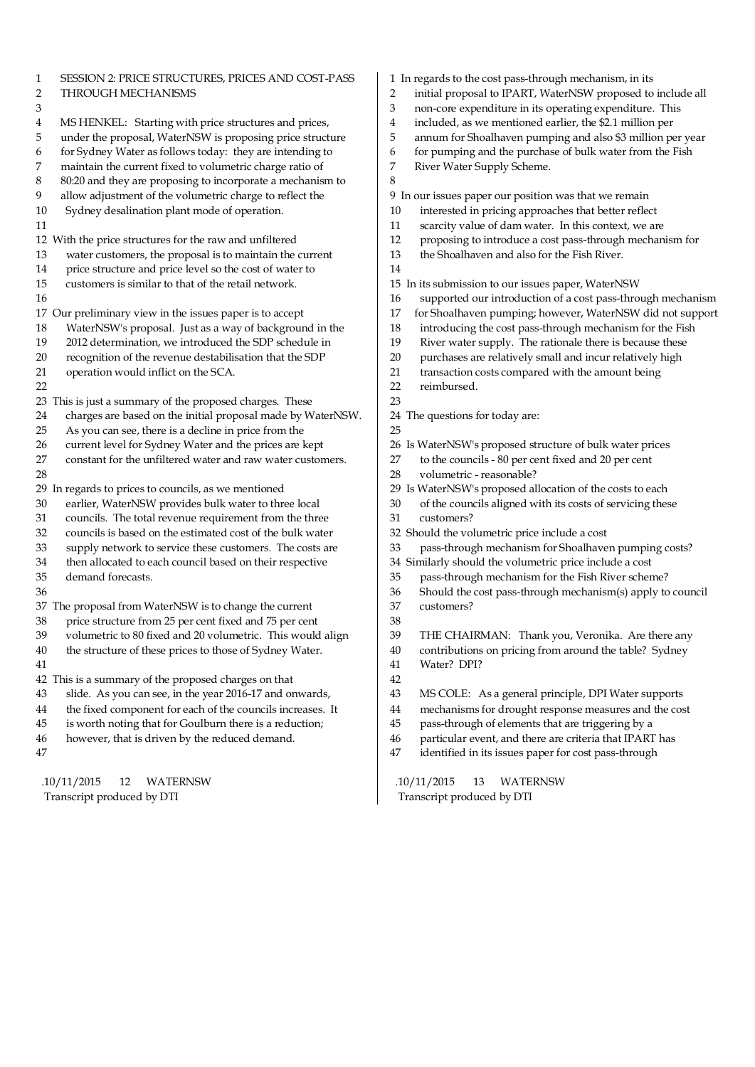SESSION 2: PRICE STRUCTURES, PRICES AND COST-PASS THROUGH MECHANISMS

MS HENKEL: Starting with price structures and prices, under the proposal, WaterNSW is proposing price structure for Sydney Water as follows today: they are intending to maintain the current fixed to volumetric charge ratio of 80:20 and they are proposing to incorporate a mechanism to allow adjustment of the volumetric charge to reflect the Sydney desalination plant mode of operation.

With the price structures for the raw and unfiltered water customers, the proposal is to maintain the current price structure and price level so the cost of water to customers is similar to that of the retail network.

Our preliminary view in the issues paper is to accept WaterNSW's proposal. Just as a way of background in the 2012 determination, we introduced the SDP schedule in recognition of the revenue destabilisation that the SDP operation would inflict on the SCA.

This is just a summary of the proposed charges. These charges are based on the initial proposal made by WaterNSW. As you can see, there is a decline in price from the current level for Sydney Water and the prices are kept constant for the unfiltered water and raw water customers.

In regards to prices to councils, as we mentioned earlier, WaterNSW provides bulk water to three local councils. The total revenue requirement from the three councils is based on the estimated cost of the bulk water supply network to service these customers. The costs are then allocated to each council based on their respective demand forecasts.

The proposal from WaterNSW is to change the current price structure from 25 per cent fixed and 75 per cent volumetric to 80 fixed and 20 volumetric. This would align the structure of these prices to those of Sydney Water.

This is a summary of the proposed charges on that slide. As you can see, in the year 2016-17 and onwards, the fixed component for each of the councils increases. It is worth noting that for Goulburn there is a reduction; however, that is driven by the reduced demand.

In regards to the cost pass-through mechanism, in its initial proposal to IPART, WaterNSW proposed to include all non-core expenditure in its operating expenditure. This included, as we mentioned earlier, the $2.1 million per annum for Shoalhaven pumping and also $3 million per year for pumping and the purchase of bulk water from the Fish River Water Supply Scheme.

In our issues paper our position was that we remain interested in pricing approaches that better reflect scarcity value of dam water. In this context, we are proposing to introduce a cost pass-through mechanism for the Shoalhaven and also for the Fish River.

In its submission to our issues paper, WaterNSW supported our introduction of a cost pass-through mechanism for Shoalhaven pumping; however, WaterNSW did not support introducing the cost pass-through mechanism for the Fish River water supply. The rationale there is because these purchases are relatively small and incur relatively high transaction costs compared with the amount being reimbursed.

The questions for today are:

Is WaterNSW's proposed structure of bulk water prices to the councils - 80 per cent fixed and 20 per cent volumetric - reasonable?
Is WaterNSW's proposed allocation of the costs to each of the councils aligned with its costs of servicing these customers?
Should the volumetric price include a cost pass-through mechanism for Shoalhaven pumping costs?
Similarly should the volumetric price include a cost pass-through mechanism for the Fish River scheme?
Should the cost pass-through mechanism(s) apply to council customers?

THE CHAIRMAN: Thank you, Veronika. Are there any contributions on pricing from around the table? Sydney Water? DPI?

MS COLE: As a general principle, DPI Water supports mechanisms for drought response measures and the cost pass-through of elements that are triggering by a particular event, and there are criteria that IPART has identified in its issues paper for cost pass-through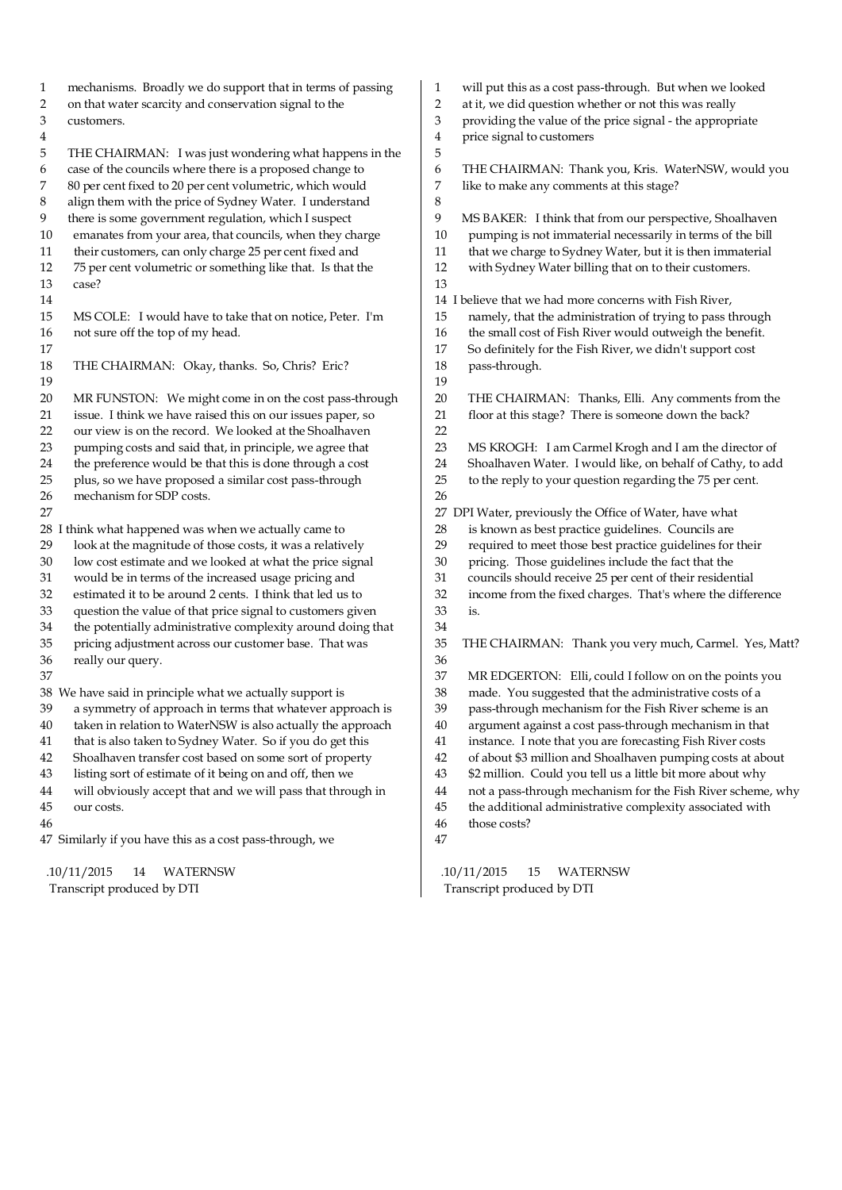mechanisms. Broadly we do support that in terms of passing on that water scarcity and conservation signal to the customers.

THE CHAIRMAN: I was just wondering what happens in the case of the councils where there is a proposed change to 80 per cent fixed to 20 per cent volumetric, which would align them with the price of Sydney Water. I understand there is some government regulation, which I suspect emanates from your area, that councils, when they charge their customers, can only charge 25 per cent fixed and 75 per cent volumetric or something like that. Is that the case?

MS COLE: I would have to take that on notice, Peter. I'm not sure off the top of my head.

THE CHAIRMAN: Okay, thanks. So, Chris? Eric?

MR FUNSTON: We might come in on the cost pass-through issue. I think we have raised this on our issues paper, so our view is on the record. We looked at the Shoalhaven pumping costs and said that, in principle, we agree that the preference would be that this is done through a cost plus, so we have proposed a similar cost pass-through mechanism for SDP costs.

I think what happened was when we actually came to look at the magnitude of those costs, it was a relatively low cost estimate and we looked at what the price signal would be in terms of the increased usage pricing and estimated it to be around 2 cents. I think that led us to question the value of that price signal to customers given the potentially administrative complexity around doing that pricing adjustment across our customer base. That was really our query.

We have said in principle what we actually support is a symmetry of approach in terms that whatever approach is taken in relation to WaterNSW is also actually the approach that is also taken to Sydney Water. So if you do get this Shoalhaven transfer cost based on some sort of property listing sort of estimate of it being on and off, then we will obviously accept that and we will pass that through in our costs.

Similarly if you have this as a cost pass-through, we will put this as a cost pass-through. But when we looked at it, we did question whether or not this was really providing the value of the price signal - the appropriate price signal to customers

THE CHAIRMAN: Thank you, Kris. WaterNSW, would you like to make any comments at this stage?

MS BAKER: I think that from our perspective, Shoalhaven pumping is not immaterial necessarily in terms of the bill that we charge to Sydney Water, but it is then immaterial with Sydney Water billing that on to their customers.

I believe that we had more concerns with Fish River, namely, that the administration of trying to pass through the small cost of Fish River would outweigh the benefit. So definitely for the Fish River, we didn't support cost pass-through.

THE CHAIRMAN: Thanks, Elli. Any comments from the floor at this stage? There is someone down the back?

MS KROGH: I am Carmel Krogh and I am the director of Shoalhaven Water. I would like, on behalf of Cathy, to add to the reply to your question regarding the 75 per cent.

DPI Water, previously the Office of Water, have what is known as best practice guidelines. Councils are required to meet those best practice guidelines for their pricing. Those guidelines include the fact that the councils should receive 25 per cent of their residential income from the fixed charges. That's where the difference is.

THE CHAIRMAN: Thank you very much, Carmel. Yes, Matt?

MR EDGERTON: Elli, could I follow on on the points you made. You suggested that the administrative costs of a pass-through mechanism for the Fish River scheme is an argument against a cost pass-through mechanism in that instance. I note that you are forecasting Fish River costs of about $3 million and Shoalhaven pumping costs at about $2 million. Could you tell us a little bit more about why not a pass-through mechanism for the Fish River scheme, why the additional administrative complexity associated with those costs?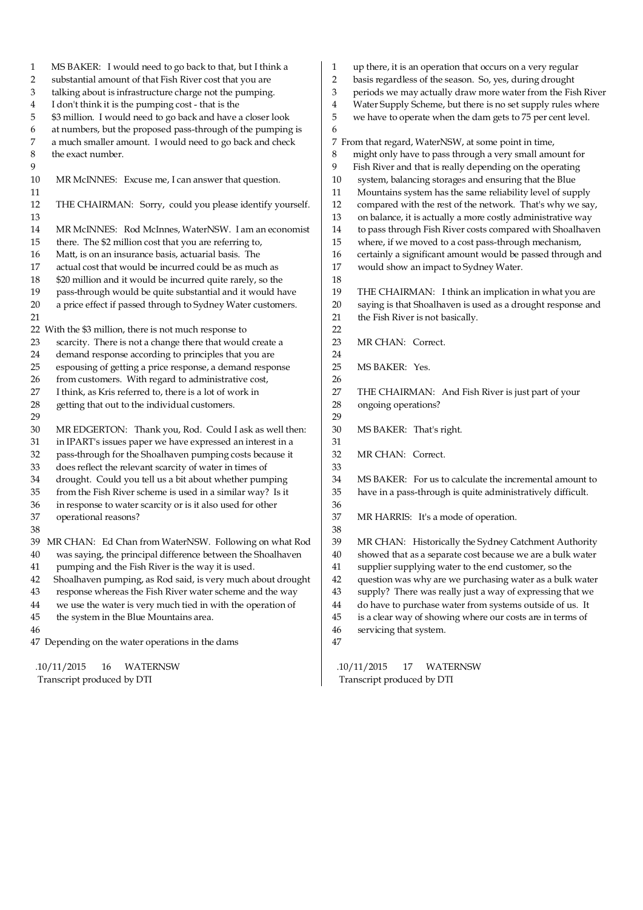MS BAKER: I would need to go back to that, but I think a substantial amount of that Fish River cost that you are talking about is infrastructure charge not the pumping. I don't think it is the pumping cost - that is the $3 million. I would need to go back and have a closer look at numbers, but the proposed pass-through of the pumping is a much smaller amount. I would need to go back and check the exact number.

MR McINNES: Excuse me, I can answer that question.

THE CHAIRMAN: Sorry, could you please identify yourself.

MR McINNES: Rod McInnes, WaterNSW. I am an economist there. The $2 million cost that you are referring to, Matt, is on an insurance basis, actuarial basis. The actual cost that would be incurred could be as much as $20 million and it would be incurred quite rarely, so the pass-through would be quite substantial and it would have a price effect if passed through to Sydney Water customers.

With the $3 million, there is not much response to scarcity. There is not a change there that would create a demand response according to principles that you are espousing of getting a price response, a demand response from customers. With regard to administrative cost, I think, as Kris referred to, there is a lot of work in getting that out to the individual customers.

MR EDGERTON: Thank you, Rod. Could I ask as well then: in IPART's issues paper we have expressed an interest in a pass-through for the Shoalhaven pumping costs because it does reflect the relevant scarcity of water in times of drought. Could you tell us a bit about whether pumping from the Fish River scheme is used in a similar way? Is it in response to water scarcity or is it also used for other operational reasons?

MR CHAN: Ed Chan from WaterNSW. Following on what Rod was saying, the principal difference between the Shoalhaven pumping and the Fish River is the way it is used. Shoalhaven pumping, as Rod said, is very much about drought response whereas the Fish River water scheme and the way we use the water is very much tied in with the operation of the system in the Blue Mountains area.

Depending on the water operations in the dams up there, it is an operation that occurs on a very regular basis regardless of the season. So, yes, during drought periods we may actually draw more water from the Fish River Water Supply Scheme, but there is no set supply rules where we have to operate when the dam gets to 75 per cent level.

From that regard, WaterNSW, at some point in time, might only have to pass through a very small amount for Fish River and that is really depending on the operating system, balancing storages and ensuring that the Blue Mountains system has the same reliability level of supply compared with the rest of the network. That's why we say, on balance, it is actually a more costly administrative way to pass through Fish River costs compared with Shoalhaven where, if we moved to a cost pass-through mechanism, certainly a significant amount would be passed through and would show an impact to Sydney Water.

THE CHAIRMAN: I think an implication in what you are saying is that Shoalhaven is used as a drought response and the Fish River is not basically.

MR CHAN: Correct.

MS BAKER: Yes.

THE CHAIRMAN: And Fish River is just part of your ongoing operations?

MS BAKER: That's right.

MR CHAN: Correct.

MS BAKER: For us to calculate the incremental amount to have in a pass-through is quite administratively difficult.

MR HARRIS: It's a mode of operation.

MR CHAN: Historically the Sydney Catchment Authority showed that as a separate cost because we are a bulk water supplier supplying water to the end customer, so the question was why are we purchasing water as a bulk water supply? There was really just a way of expressing that we do have to purchase water from systems outside of us. It is a clear way of showing where our costs are in terms of servicing that system.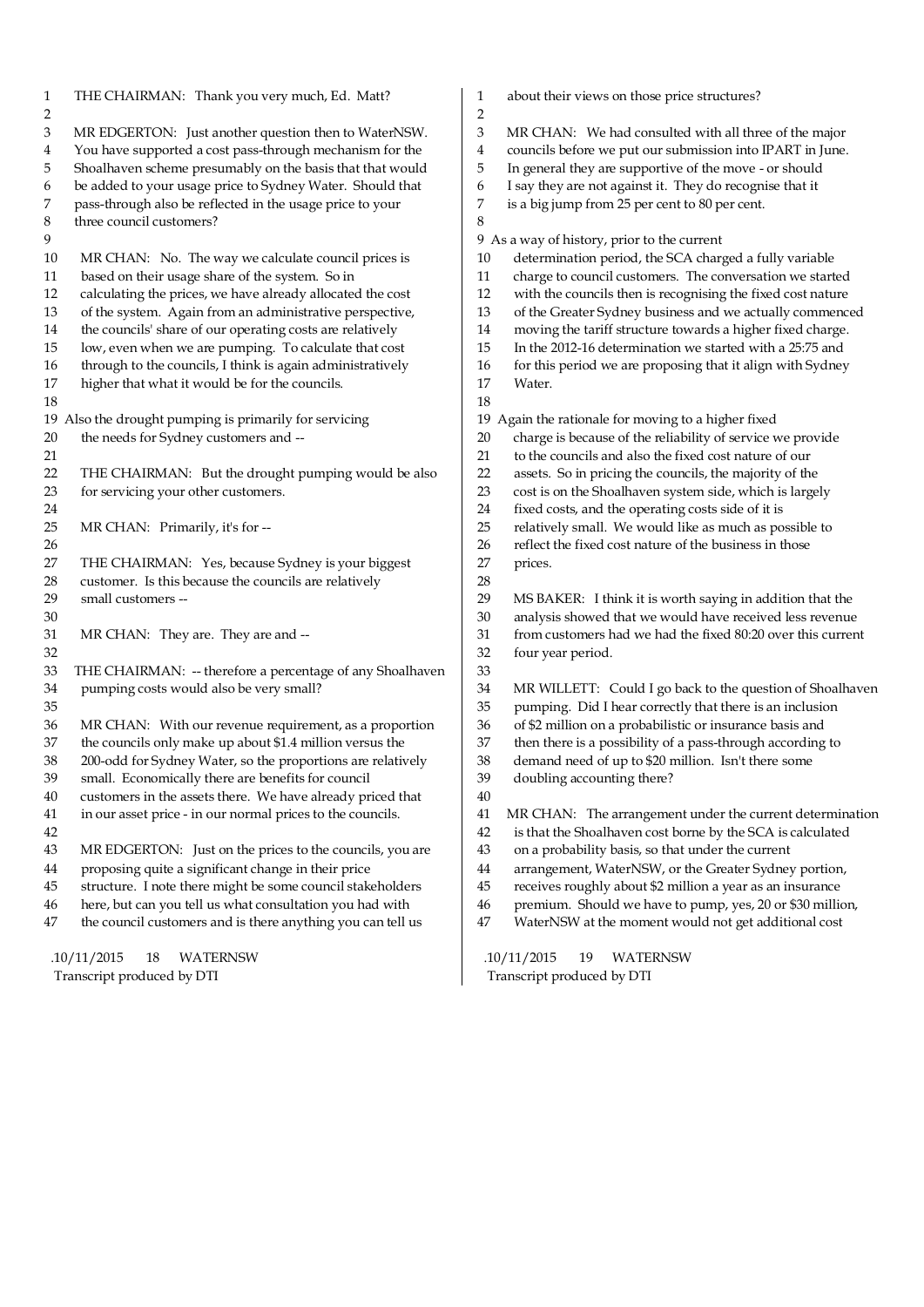THE CHAIRMAN: Thank you very much, Ed. Matt?

MR EDGERTON: Just another question then to WaterNSW. You have supported a cost pass-through mechanism for the Shoalhaven scheme presumably on the basis that that would be added to your usage price to Sydney Water. Should that pass-through also be reflected in the usage price to your three council customers?

MR CHAN: No. The way we calculate council prices is based on their usage share of the system. So in calculating the prices, we have already allocated the cost of the system. Again from an administrative perspective, the councils' share of our operating costs are relatively low, even when we are pumping. To calculate that cost through to the councils, I think is again administratively higher that what it would be for the councils.

Also the drought pumping is primarily for servicing the needs for Sydney customers and --

THE CHAIRMAN: But the drought pumping would be also for servicing your other customers.

MR CHAN: Primarily, it's for --

THE CHAIRMAN: Yes, because Sydney is your biggest customer. Is this because the councils are relatively small customers --

MR CHAN: They are. They are and --

THE CHAIRMAN: -- therefore a percentage of any Shoalhaven pumping costs would also be very small?

MR CHAN: With our revenue requirement, as a proportion the councils only make up about $1.4 million versus the 200-odd for Sydney Water, so the proportions are relatively small. Economically there are benefits for council customers in the assets there. We have already priced that in our asset price - in our normal prices to the councils.

MR EDGERTON: Just on the prices to the councils, you are proposing quite a significant change in their price structure. I note there might be some council stakeholders here, but can you tell us what consultation you had with the council customers and is there anything you can tell us about their views on those price structures?

MR CHAN: We had consulted with all three of the major councils before we put our submission into IPART in June. In general they are supportive of the move - or should I say they are not against it. They do recognise that it is a big jump from 25 per cent to 80 per cent.

As a way of history, prior to the current determination period, the SCA charged a fully variable charge to council customers. The conversation we started with the councils then is recognising the fixed cost nature of the Greater Sydney business and we actually commenced moving the tariff structure towards a higher fixed charge. In the 2012-16 determination we started with a 25:75 and for this period we are proposing that it align with Sydney Water.

Again the rationale for moving to a higher fixed charge is because of the reliability of service we provide to the councils and also the fixed cost nature of our assets. So in pricing the councils, the majority of the cost is on the Shoalhaven system side, which is largely fixed costs, and the operating costs side of it is relatively small. We would like as much as possible to reflect the fixed cost nature of the business in those prices.

MS BAKER: I think it is worth saying in addition that the analysis showed that we would have received less revenue from customers had we had the fixed 80:20 over this current four year period.

MR WILLETT: Could I go back to the question of Shoalhaven pumping. Did I hear correctly that there is an inclusion of $2 million on a probabilistic or insurance basis and then there is a possibility of a pass-through according to demand need of up to $20 million. Isn't there some doubling accounting there?

MR CHAN: The arrangement under the current determination is that the Shoalhaven cost borne by the SCA is calculated on a probability basis, so that under the current arrangement, WaterNSW, or the Greater Sydney portion, receives roughly about $2 million a year as an insurance premium. Should we have to pump, yes, 20 or $30 million, WaterNSW at the moment would not get additional cost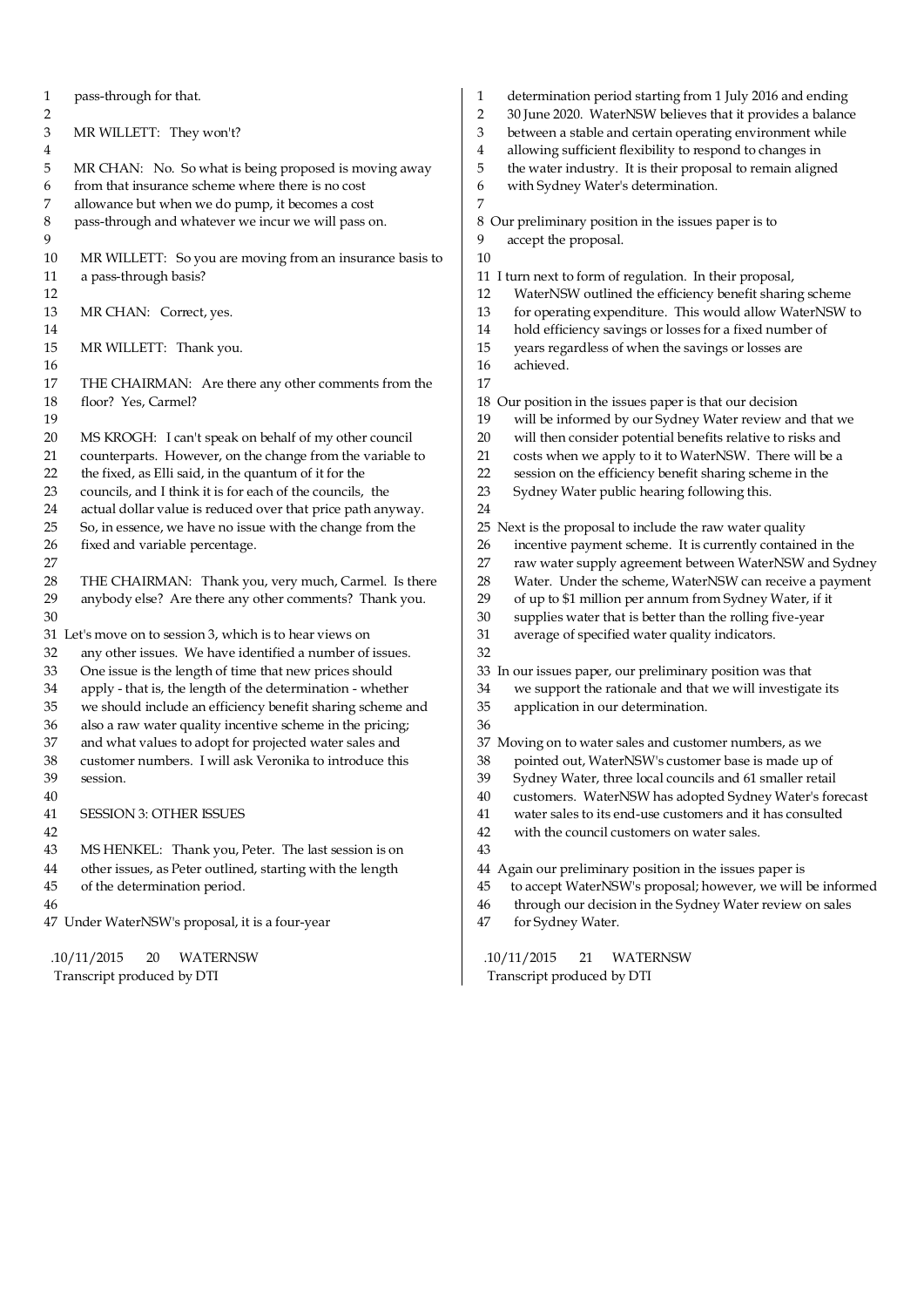pass-through for that.

MR WILLETT: They won't?

MR CHAN: No. So what is being proposed is moving away from that insurance scheme where there is no cost allowance but when we do pump, it becomes a cost pass-through and whatever we incur we will pass on.

MR WILLETT: So you are moving from an insurance basis to a pass-through basis?

MR CHAN: Correct, yes.

MR WILLETT: Thank you.

THE CHAIRMAN: Are there any other comments from the floor? Yes, Carmel?

MS KROGH: I can't speak on behalf of my other council counterparts. However, on the change from the variable to the fixed, as Elli said, in the quantum of it for the councils, and I think it is for each of the councils, the actual dollar value is reduced over that price path anyway. So, in essence, we have no issue with the change from the fixed and variable percentage.

THE CHAIRMAN: Thank you, very much, Carmel. Is there anybody else? Are there any other comments? Thank you.

Let's move on to session 3, which is to hear views on any other issues. We have identified a number of issues. One issue is the length of time that new prices should apply - that is, the length of the determination - whether we should include an efficiency benefit sharing scheme and also a raw water quality incentive scheme in the pricing; and what values to adopt for projected water sales and customer numbers. I will ask Veronika to introduce this session.

## SESSION 3: OTHER ISSUES

MS HENKEL: Thank you, Peter. The last session is on other issues, as Peter outlined, starting with the length of the determination period.

Under WaterNSW's proposal, it is a four-year determination period starting from 1 July 2016 and ending 30 June 2020. WaterNSW believes that it provides a balance between a stable and certain operating environment while allowing sufficient flexibility to respond to changes in the water industry. It is their proposal to remain aligned with Sydney Water's determination.

Our preliminary position in the issues paper is to accept the proposal.

I turn next to form of regulation. In their proposal, WaterNSW outlined the efficiency benefit sharing scheme for operating expenditure. This would allow WaterNSW to hold efficiency savings or losses for a fixed number of years regardless of when the savings or losses are achieved.

Our position in the issues paper is that our decision will be informed by our Sydney Water review and that we will then consider potential benefits relative to risks and costs when we apply to it to WaterNSW. There will be a session on the efficiency benefit sharing scheme in the Sydney Water public hearing following this.

Next is the proposal to include the raw water quality incentive payment scheme. It is currently contained in the raw water supply agreement between WaterNSW and Sydney Water. Under the scheme, WaterNSW can receive a payment of up to $1 million per annum from Sydney Water, if it supplies water that is better than the rolling five-year average of specified water quality indicators.

In our issues paper, our preliminary position was that we support the rationale and that we will investigate its application in our determination.

Moving on to water sales and customer numbers, as we pointed out, WaterNSW's customer base is made up of Sydney Water, three local councils and 61 smaller retail customers. WaterNSW has adopted Sydney Water's forecast water sales to its end-use customers and it has consulted with the council customers on water sales.

Again our preliminary position in the issues paper is to accept WaterNSW's proposal; however, we will be informed through our decision in the Sydney Water review on sales for Sydney Water.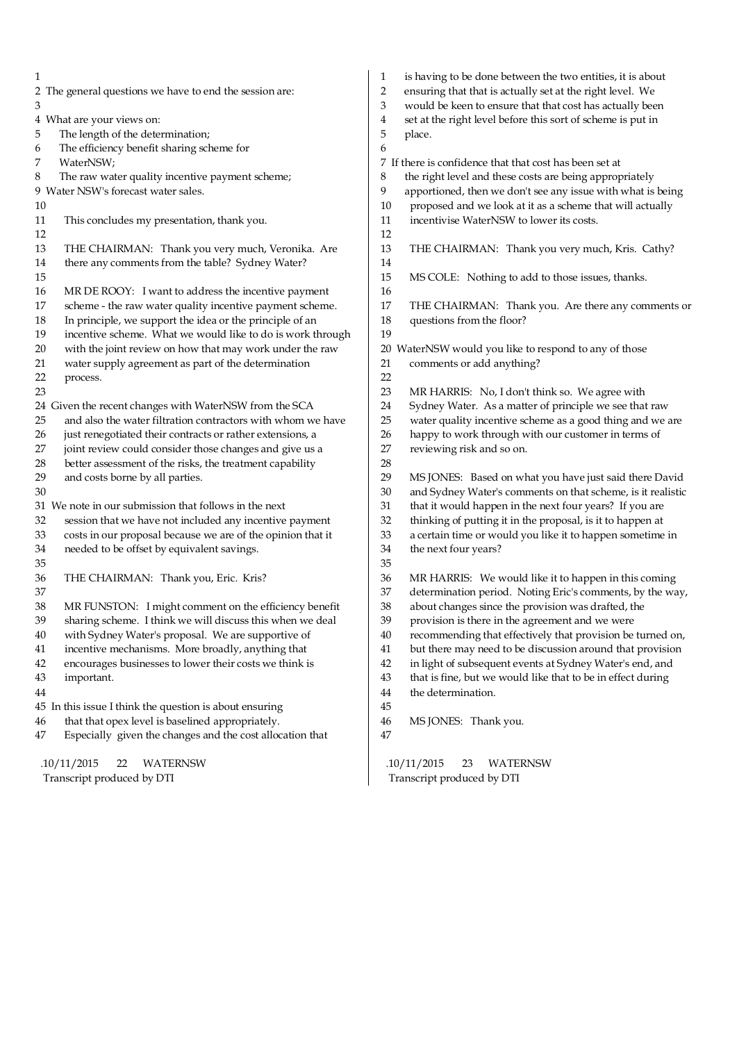The general questions we have to end the session are:

What are your views on:

- The length of the determination;
- The efficiency benefit sharing scheme for WaterNSW;
- The raw water quality incentive payment scheme;

Water NSW's forecast water sales.

This concludes my presentation, thank you.

THE CHAIRMAN: Thank you very much, Veronika. Are there any comments from the table? Sydney Water?

MR DE ROOY: I want to address the incentive payment scheme - the raw water quality incentive payment scheme. In principle, we support the idea or the principle of an incentive scheme. What we would like to do is work through with the joint review on how that may work under the raw water supply agreement as part of the determination process.

Given the recent changes with WaterNSW from the SCA and also the water filtration contractors with whom we have just renegotiated their contracts or rather extensions, a joint review could consider those changes and give us a better assessment of the risks, the treatment capability and costs borne by all parties.

We note in our submission that follows in the next session that we have not included any incentive payment costs in our proposal because we are of the opinion that it needed to be offset by equivalent savings.

THE CHAIRMAN: Thank you, Eric. Kris?

MR FUNSTON: I might comment on the efficiency benefit sharing scheme. I think we will discuss this when we deal with Sydney Water's proposal. We are supportive of incentive mechanisms. More broadly, anything that encourages businesses to lower their costs we think is important.

In this issue I think the question is about ensuring that that opex level is baselined appropriately. Especially given the changes and the cost allocation that is having to be done between the two entities, it is about ensuring that that is actually set at the right level. We would be keen to ensure that that cost has actually been set at the right level before this sort of scheme is put in place.

If there is confidence that that cost has been set at the right level and these costs are being appropriately apportioned, then we don't see any issue with what is being proposed and we look at it as a scheme that will actually incentivise WaterNSW to lower its costs.

THE CHAIRMAN: Thank you very much, Kris. Cathy?

MS COLE: Nothing to add to those issues, thanks.

THE CHAIRMAN: Thank you. Are there any comments or questions from the floor?

WaterNSW would you like to respond to any of those comments or add anything?

MR HARRIS: No, I don't think so. We agree with Sydney Water. As a matter of principle we see that raw water quality incentive scheme as a good thing and we are happy to work through with our customer in terms of reviewing risk and so on.

MS JONES: Based on what you have just said there David and Sydney Water's comments on that scheme, is it realistic that it would happen in the next four years? If you are thinking of putting it in the proposal, is it to happen at a certain time or would you like it to happen sometime in the next four years?

MR HARRIS: We would like it to happen in this coming determination period. Noting Eric's comments, by the way, about changes since the provision was drafted, the provision is there in the agreement and we were recommending that effectively that provision be turned on, but there may need to be discussion around that provision in light of subsequent events at Sydney Water's end, and that is fine, but we would like that to be in effect during the determination.

MS JONES: Thank you.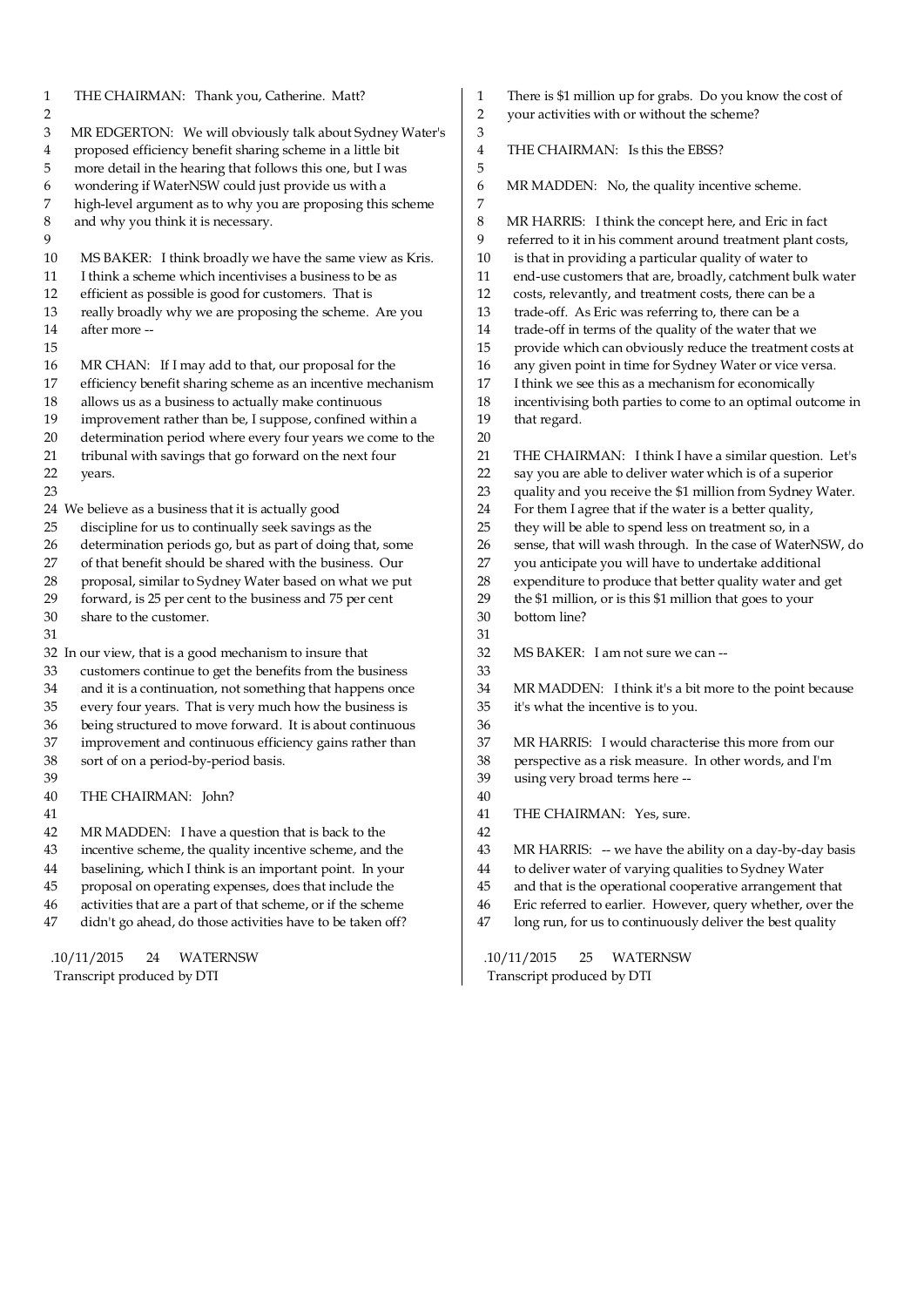THE CHAIRMAN: Thank you, Catherine. Matt?

MR EDGERTON: We will obviously talk about Sydney Water's proposed efficiency benefit sharing scheme in a little bit more detail in the hearing that follows this one, but I was wondering if WaterNSW could just provide us with a high-level argument as to why you are proposing this scheme and why you think it is necessary.

MS BAKER: I think broadly we have the same view as Kris. I think a scheme which incentivises a business to be as efficient as possible is good for customers. That is really broadly why we are proposing the scheme. Are you after more --

MR CHAN: If I may add to that, our proposal for the efficiency benefit sharing scheme as an incentive mechanism allows us as a business to actually make continuous improvement rather than be, I suppose, confined within a determination period where every four years we come to the tribunal with savings that go forward on the next four years.

We believe as a business that it is actually good discipline for us to continually seek savings as the determination periods go, but as part of doing that, some of that benefit should be shared with the business. Our proposal, similar to Sydney Water based on what we put forward, is 25 per cent to the business and 75 per cent share to the customer.

In our view, that is a good mechanism to insure that customers continue to get the benefits from the business and it is a continuation, not something that happens once every four years. That is very much how the business is being structured to move forward. It is about continuous improvement and continuous efficiency gains rather than sort of on a period-by-period basis.

THE CHAIRMAN: John?

MR MADDEN: I have a question that is back to the incentive scheme, the quality incentive scheme, and the baselining, which I think is an important point. In your proposal on operating expenses, does that include the activities that are a part of that scheme, or if the scheme didn't go ahead, do those activities have to be taken off? There is $1 million up for grabs. Do you know the cost of your activities with or without the scheme?

THE CHAIRMAN: Is this the EBSS?

MR MADDEN: No, the quality incentive scheme.

MR HARRIS: I think the concept here, and Eric in fact referred to it in his comment around treatment plant costs, is that in providing a particular quality of water to end-use customers that are, broadly, catchment bulk water costs, relevantly, and treatment costs, there can be a trade-off. As Eric was referring to, there can be a trade-off in terms of the quality of the water that we provide which can obviously reduce the treatment costs at any given point in time for Sydney Water or vice versa. I think we see this as a mechanism for economically incentivising both parties to come to an optimal outcome in that regard.

THE CHAIRMAN: I think I have a similar question. Let's say you are able to deliver water which is of a superior quality and you receive the $1 million from Sydney Water. For them I agree that if the water is a better quality, they will be able to spend less on treatment so, in a sense, that will wash through. In the case of WaterNSW, do you anticipate you will have to undertake additional expenditure to produce that better quality water and get the $1 million, or is this $1 million that goes to your bottom line?

MS BAKER: I am not sure we can --

MR MADDEN: I think it's a bit more to the point because it's what the incentive is to you.

MR HARRIS: I would characterise this more from our perspective as a risk measure. In other words, and I'm using very broad terms here --

THE CHAIRMAN: Yes, sure.

MR HARRIS: -- we have the ability on a day-by-day basis to deliver water of varying qualities to Sydney Water and that is the operational cooperative arrangement that Eric referred to earlier. However, query whether, over the long run, for us to continuously deliver the best quality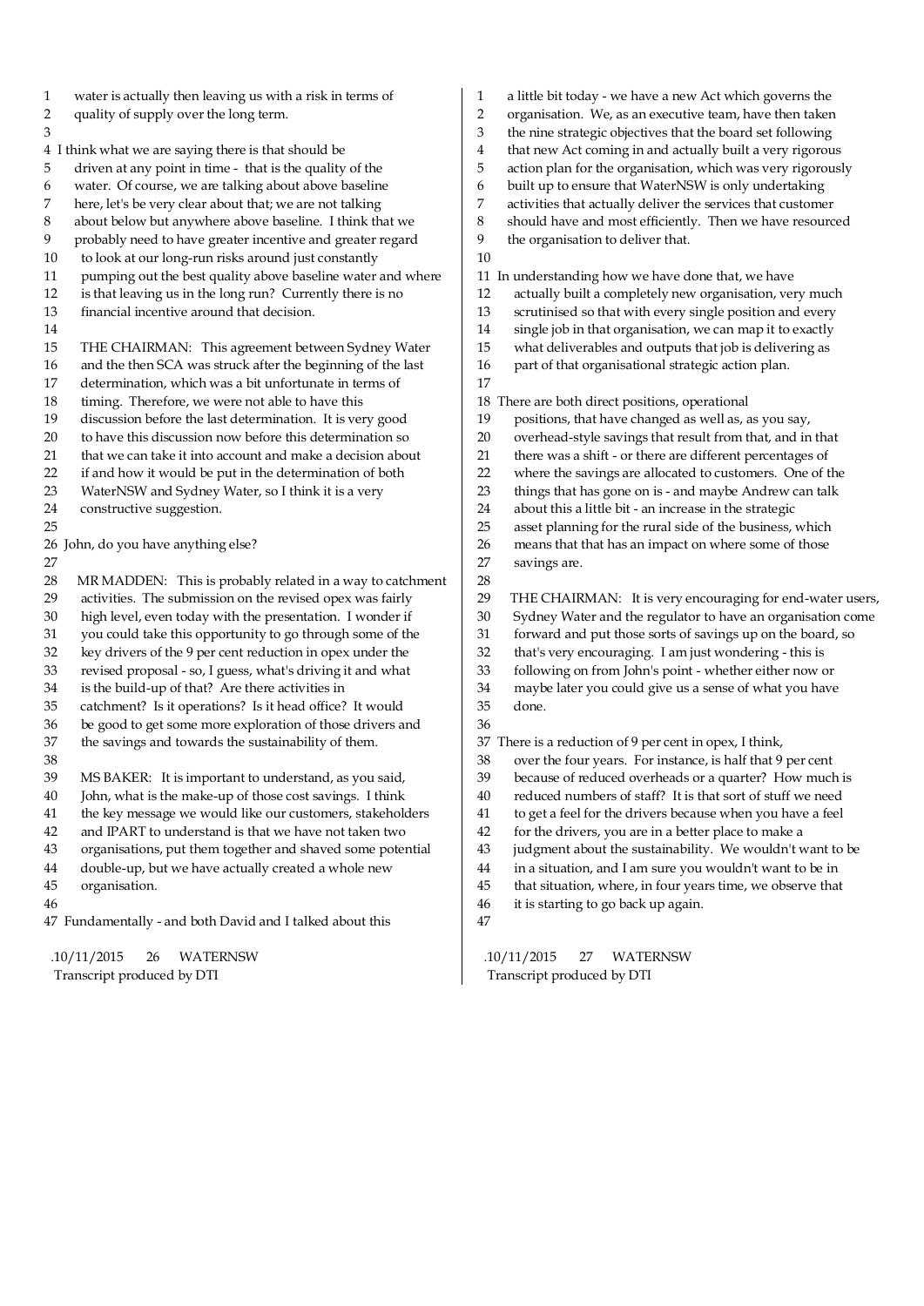water is actually then leaving us with a risk in terms of quality of supply over the long term.

I think what we are saying there is that should be driven at any point in time - that is the quality of the water. Of course, we are talking about above baseline here, let's be very clear about that; we are not talking about below but anywhere above baseline. I think that we probably need to have greater incentive and greater regard to look at our long-run risks around just constantly pumping out the best quality above baseline water and where is that leaving us in the long run? Currently there is no financial incentive around that decision.

THE CHAIRMAN: This agreement between Sydney Water and the then SCA was struck after the beginning of the last determination, which was a bit unfortunate in terms of timing. Therefore, we were not able to have this discussion before the last determination. It is very good to have this discussion now before this determination so that we can take it into account and make a decision about if and how it would be put in the determination of both WaterNSW and Sydney Water, so I think it is a very constructive suggestion.

John, do you have anything else?

MR MADDEN: This is probably related in a way to catchment activities. The submission on the revised opex was fairly high level, even today with the presentation. I wonder if you could take this opportunity to go through some of the key drivers of the 9 per cent reduction in opex under the revised proposal - so, I guess, what's driving it and what is the build-up of that? Are there activities in catchment? Is it operations? Is it head office? It would be good to get some more exploration of those drivers and the savings and towards the sustainability of them.

MS BAKER: It is important to understand, as you said, John, what is the make-up of those cost savings. I think the key message we would like our customers, stakeholders and IPART to understand is that we have not taken two organisations, put them together and shaved some potential double-up, but we have actually created a whole new organisation.

Fundamentally - and both David and I talked about this a little bit today - we have a new Act which governs the organisation. We, as an executive team, have then taken the nine strategic objectives that the board set following that new Act coming in and actually built a very rigorous action plan for the organisation, which was very rigorously built up to ensure that WaterNSW is only undertaking activities that actually deliver the services that customer should have and most efficiently. Then we have resourced the organisation to deliver that.

In understanding how we have done that, we have actually built a completely new organisation, very much scrutinised so that with every single position and every single job in that organisation, we can map it to exactly what deliverables and outputs that job is delivering as part of that organisational strategic action plan.

There are both direct positions, operational positions, that have changed as well as, as you say, overhead-style savings that result from that, and in that there was a shift - or there are different percentages of where the savings are allocated to customers. One of the things that has gone on is - and maybe Andrew can talk about this a little bit - an increase in the strategic asset planning for the rural side of the business, which means that that has an impact on where some of those savings are.

THE CHAIRMAN: It is very encouraging for end-water users, Sydney Water and the regulator to have an organisation come forward and put those sorts of savings up on the board, so that's very encouraging. I am just wondering - this is following on from John's point - whether either now or maybe later you could give us a sense of what you have done.

There is a reduction of 9 per cent in opex, I think, over the four years. For instance, is half that 9 per cent because of reduced overheads or a quarter? How much is reduced numbers of staff? It is that sort of stuff we need to get a feel for the drivers because when you have a feel for the drivers, you are in a better place to make a judgment about the sustainability. We wouldn't want to be in a situation, and I am sure you wouldn't want to be in that situation, where, in four years time, we observe that it is starting to go back up again.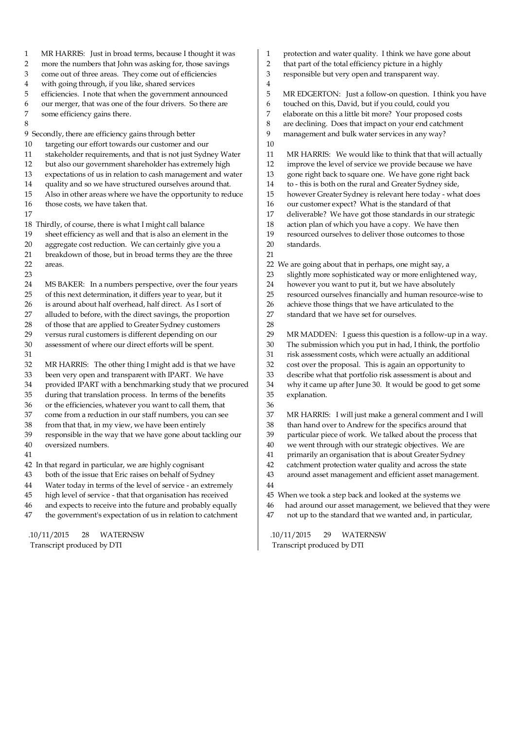MR HARRIS: Just in broad terms, because I thought it was more the numbers that John was asking for, those savings come out of three areas. They come out of efficiencies with going through, if you like, shared services efficiencies. I note that when the government announced our merger, that was one of the four drivers. So there are some efficiency gains there.

Secondly, there are efficiency gains through better targeting our effort towards our customer and our stakeholder requirements, and that is not just Sydney Water but also our government shareholder has extremely high expectations of us in relation to cash management and water quality and so we have structured ourselves around that. Also in other areas where we have the opportunity to reduce those costs, we have taken that.

Thirdly, of course, there is what I might call balance sheet efficiency as well and that is also an element in the aggregate cost reduction. We can certainly give you a breakdown of those, but in broad terms they are the three areas.

MS BAKER: In a numbers perspective, over the four years of this next determination, it differs year to year, but it is around about half overhead, half direct. As I sort of alluded to before, with the direct savings, the proportion of those that are applied to Greater Sydney customers versus rural customers is different depending on our assessment of where our direct efforts will be spent.

MR HARRIS: The other thing I might add is that we have been very open and transparent with IPART. We have provided IPART with a benchmarking study that we procured during that translation process. In terms of the benefits or the efficiencies, whatever you want to call them, that come from a reduction in our staff numbers, you can see from that that, in my view, we have been entirely responsible in the way that we have gone about tackling our oversized numbers.

In that regard in particular, we are highly cognisant both of the issue that Eric raises on behalf of Sydney Water today in terms of the level of service - an extremely high level of service - that that organisation has received and expects to receive into the future and probably equally the government's expectation of us in relation to catchment protection and water quality. I think we have gone about that part of the total efficiency picture in a highly responsible but very open and transparent way.

MR EDGERTON: Just a follow-on question. I think you have touched on this, David, but if you could, could you elaborate on this a little bit more? Your proposed costs are declining. Does that impact on your end catchment management and bulk water services in any way?

MR HARRIS: We would like to think that that will actually improve the level of service we provide because we have gone right back to square one. We have gone right back to - this is both on the rural and Greater Sydney side, however Greater Sydney is relevant here today - what does our customer expect? What is the standard of that deliverable? We have got those standards in our strategic action plan of which you have a copy. We have then resourced ourselves to deliver those outcomes to those standards.

We are going about that in perhaps, one might say, a slightly more sophisticated way or more enlightened way, however you want to put it, but we have absolutely resourced ourselves financially and human resource-wise to achieve those things that we have articulated to the standard that we have set for ourselves.

MR MADDEN: I guess this question is a follow-up in a way. The submission which you put in had, I think, the portfolio risk assessment costs, which were actually an additional cost over the proposal. This is again an opportunity to describe what that portfolio risk assessment is about and why it came up after June 30. It would be good to get some explanation.

MR HARRIS: I will just make a general comment and I will than hand over to Andrew for the specifics around that particular piece of work. We talked about the process that we went through with our strategic objectives. We are primarily an organisation that is about Greater Sydney catchment protection water quality and across the state around asset management and efficient asset management.

When we took a step back and looked at the systems we had around our asset management, we believed that they were not up to the standard that we wanted and, in particular,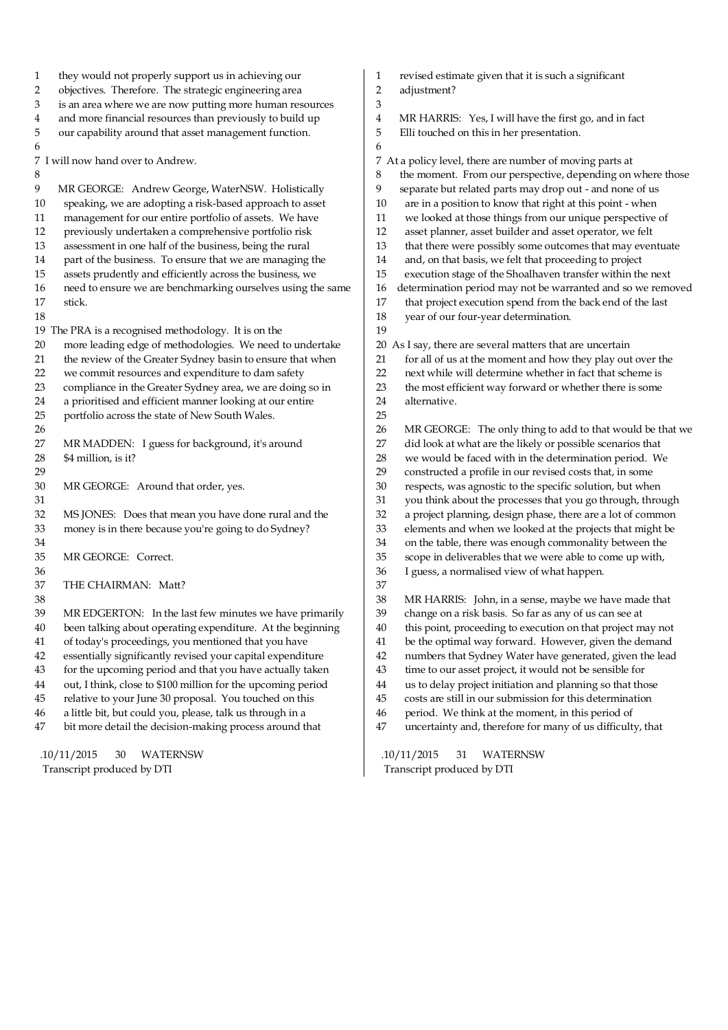they would not properly support us in achieving our objectives. Therefore. The strategic engineering area is an area where we are now putting more human resources and more financial resources than previously to build up our capability around that asset management function.

I will now hand over to Andrew.

MR GEORGE: Andrew George, WaterNSW. Holistically speaking, we are adopting a risk-based approach to asset management for our entire portfolio of assets. We have previously undertaken a comprehensive portfolio risk assessment in one half of the business, being the rural part of the business. To ensure that we are managing the assets prudently and efficiently across the business, we need to ensure we are benchmarking ourselves using the same stick.

The PRA is a recognised methodology. It is on the more leading edge of methodologies. We need to undertake the review of the Greater Sydney basin to ensure that when we commit resources and expenditure to dam safety compliance in the Greater Sydney area, we are doing so in a prioritised and efficient manner looking at our entire portfolio across the state of New South Wales.

MR MADDEN: I guess for background, it's around $4 million, is it?

MR GEORGE: Around that order, yes.

MS JONES: Does that mean you have done rural and the money is in there because you're going to do Sydney?

MR GEORGE: Correct.

THE CHAIRMAN: Matt?

MR EDGERTON: In the last few minutes we have primarily been talking about operating expenditure. At the beginning of today's proceedings, you mentioned that you have essentially significantly revised your capital expenditure for the upcoming period and that you have actually taken out, I think, close to $100 million for the upcoming period relative to your June 30 proposal. You touched on this a little bit, but could you, please, talk us through in a bit more detail the decision-making process around that revised estimate given that it is such a significant adjustment?

MR HARRIS: Yes, I will have the first go, and in fact Elli touched on this in her presentation.

At a policy level, there are number of moving parts at the moment. From our perspective, depending on where those separate but related parts may drop out - and none of us are in a position to know that right at this point - when we looked at those things from our unique perspective of asset planner, asset builder and asset operator, we felt that there were possibly some outcomes that may eventuate and, on that basis, we felt that proceeding to project execution stage of the Shoalhaven transfer within the next determination period may not be warranted and so we removed that project execution spend from the back end of the last year of our four-year determination.

As I say, there are several matters that are uncertain for all of us at the moment and how they play out over the next while will determine whether in fact that scheme is the most efficient way forward or whether there is some alternative.

MR GEORGE: The only thing to add to that would be that we did look at what are the likely or possible scenarios that we would be faced with in the determination period. We constructed a profile in our revised costs that, in some respects, was agnostic to the specific solution, but when you think about the processes that you go through, through a project planning, design phase, there are a lot of common elements and when we looked at the projects that might be on the table, there was enough commonality between the scope in deliverables that we were able to come up with, I guess, a normalised view of what happen.

MR HARRIS: John, in a sense, maybe we have made that change on a risk basis. So far as any of us can see at this point, proceeding to execution on that project may not be the optimal way forward. However, given the demand numbers that Sydney Water have generated, given the lead time to our asset project, it would not be sensible for us to delay project initiation and planning so that those costs are still in our submission for this determination period. We think at the moment, in this period of uncertainty and, therefore for many of us difficulty, that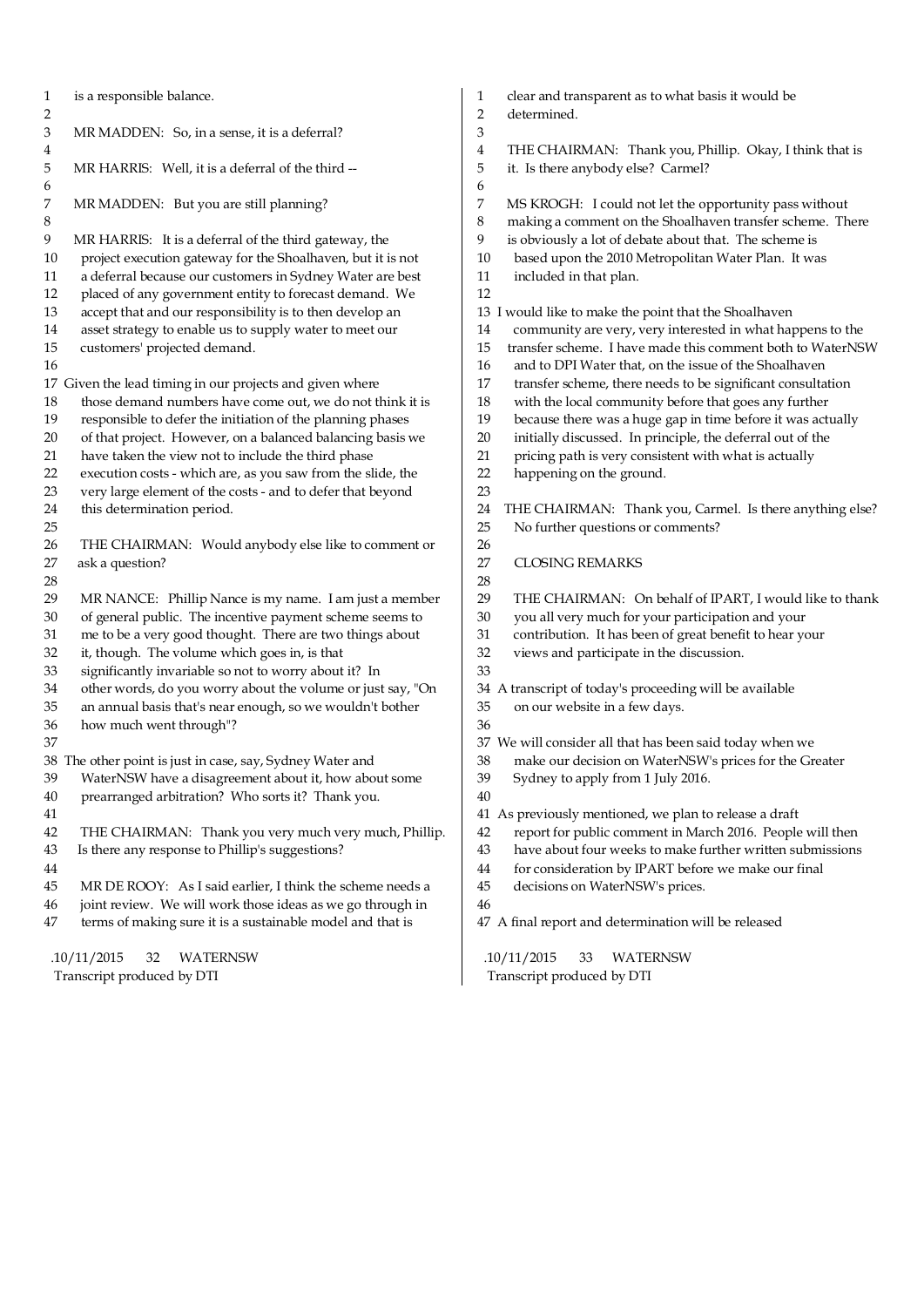is a responsible balance.

MR MADDEN: So, in a sense, it is a deferral?

MR HARRIS: Well, it is a deferral of the third --

MR MADDEN: But you are still planning?

MR HARRIS: It is a deferral of the third gateway, the project execution gateway for the Shoalhaven, but it is not a deferral because our customers in Sydney Water are best placed of any government entity to forecast demand. We accept that and our responsibility is to then develop an asset strategy to enable us to supply water to meet our customers' projected demand.

Given the lead timing in our projects and given where those demand numbers have come out, we do not think it is responsible to defer the initiation of the planning phases of that project. However, on a balanced balancing basis we have taken the view not to include the third phase execution costs - which are, as you saw from the slide, the very large element of the costs - and to defer that beyond this determination period.

THE CHAIRMAN: Would anybody else like to comment or ask a question?

MR NANCE: Phillip Nance is my name. I am just a member of general public. The incentive payment scheme seems to me to be a very good thought. There are two things about it, though. The volume which goes in, is that significantly invariable so not to worry about it? In other words, do you worry about the volume or just say, "On an annual basis that's near enough, so we wouldn't bother how much went through"?

The other point is just in case, say, Sydney Water and WaterNSW have a disagreement about it, how about some prearranged arbitration? Who sorts it? Thank you.

THE CHAIRMAN: Thank you very much very much, Phillip. Is there any response to Phillip's suggestions?

MR DE ROOY: As I said earlier, I think the scheme needs a joint review. We will work those ideas as we go through in terms of making sure it is a sustainable model and that is clear and transparent as to what basis it would be determined.

THE CHAIRMAN: Thank you, Phillip. Okay, I think that is it. Is there anybody else? Carmel?

MS KROGH: I could not let the opportunity pass without making a comment on the Shoalhaven transfer scheme. There is obviously a lot of debate about that. The scheme is based upon the 2010 Metropolitan Water Plan. It was included in that plan.

I would like to make the point that the Shoalhaven community are very, very interested in what happens to the transfer scheme. I have made this comment both to WaterNSW and to DPI Water that, on the issue of the Shoalhaven transfer scheme, there needs to be significant consultation with the local community before that goes any further because there was a huge gap in time before it was actually initially discussed. In principle, the deferral out of the pricing path is very consistent with what is actually happening on the ground.

THE CHAIRMAN: Thank you, Carmel. Is there anything else? No further questions or comments?

## CLOSING REMARKS

THE CHAIRMAN: On behalf of IPART, I would like to thank you all very much for your participation and your contribution. It has been of great benefit to hear your views and participate in the discussion.

A transcript of today's proceeding will be available on our website in a few days.

We will consider all that has been said today when we make our decision on WaterNSW's prices for the Greater Sydney to apply from 1 July 2016.

As previously mentioned, we plan to release a draft report for public comment in March 2016. People will then have about four weeks to make further written submissions for consideration by IPART before we make our final decisions on WaterNSW's prices.

A final report and determination will be released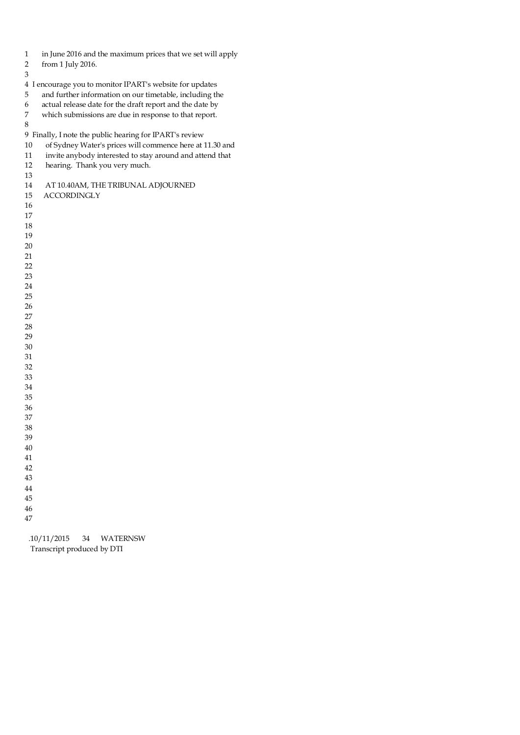in June 2016 and the maximum prices that we set will apply from 1 July 2016.

I encourage you to monitor IPART's website for updates and further information on our timetable, including the actual release date for the draft report and the date by which submissions are due in response to that report.

Finally, I note the public hearing for IPART's review of Sydney Water's prices will commence here at 11.30 and invite anybody interested to stay around and attend that hearing. Thank you very much.

AT 10.40AM, THE TRIBUNAL ADJOURNED ACCORDINGLY